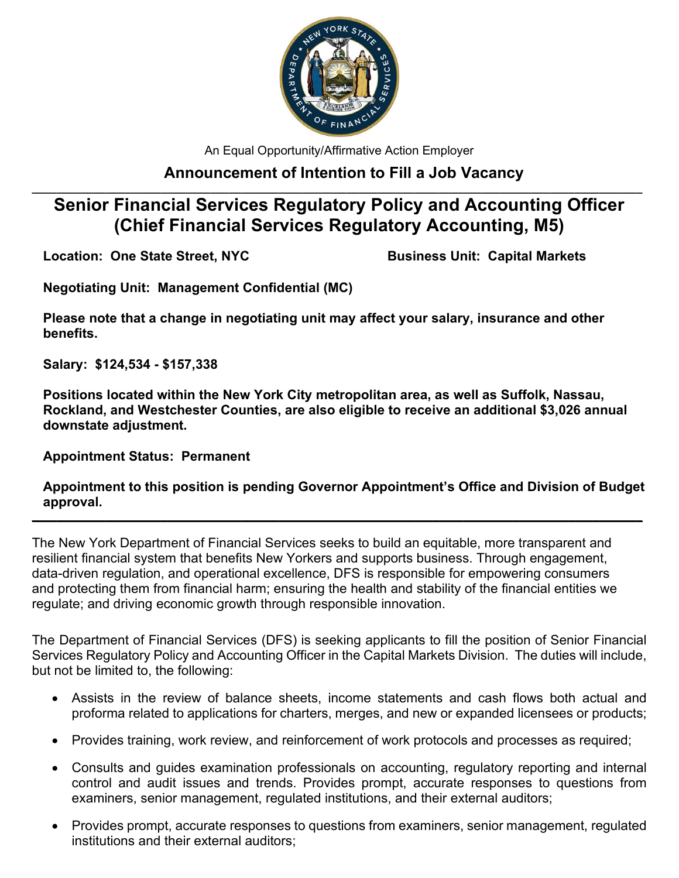An Equal Opportunity/Affirmative Action Employer

## Announcement of Intention to Fill a Job Vacancy

---

# Senior Financial Services Regulatory Policy and Accounting Officer (Chief Financial Services Regulatory Accounting, M5)

**Location: One State Street, NYC** **Business Unit: Capital Markets**

**Negotiating Unit: Management Confidential (MC)**

**Please note that a change in negotiating unit may affect your salary, insurance and other benefits.**

**Salary: $124,534 - $157,338**

**Positions located within the New York City metropolitan area, as well as Suffolk, Nassau, Rockland, and Westchester Counties, are also eligible to receive an additional $3,026 annual downstate adjustment.**

**Appointment Status: Permanent**

**Appointment to this position is pending Governor Appointment's Office and Division of Budget approval.**

---

The New York Department of Financial Services seeks to build an equitable, more transparent and resilient financial system that benefits New Yorkers and supports business. Through engagement, data-driven regulation, and operational excellence, DFS is responsible for empowering consumers and protecting them from financial harm; ensuring the health and stability of the financial entities we regulate; and driving economic growth through responsible innovation.

The Department of Financial Services (DFS) is seeking applicants to fill the position of Senior Financial Services Regulatory Policy and Accounting Officer in the Capital Markets Division. The duties will include, but not be limited to, the following:

- Assists in the review of balance sheets, income statements and cash flows both actual and proforma related to applications for charters, merges, and new or expanded licensees or products;
- Provides training, work review, and reinforcement of work protocols and processes as required;
- Consults and guides examination professionals on accounting, regulatory reporting and internal control and audit issues and trends. Provides prompt, accurate responses to questions from examiners, senior management, regulated institutions, and their external auditors;
- Provides prompt, accurate responses to questions from examiners, senior management, regulated institutions and their external auditors;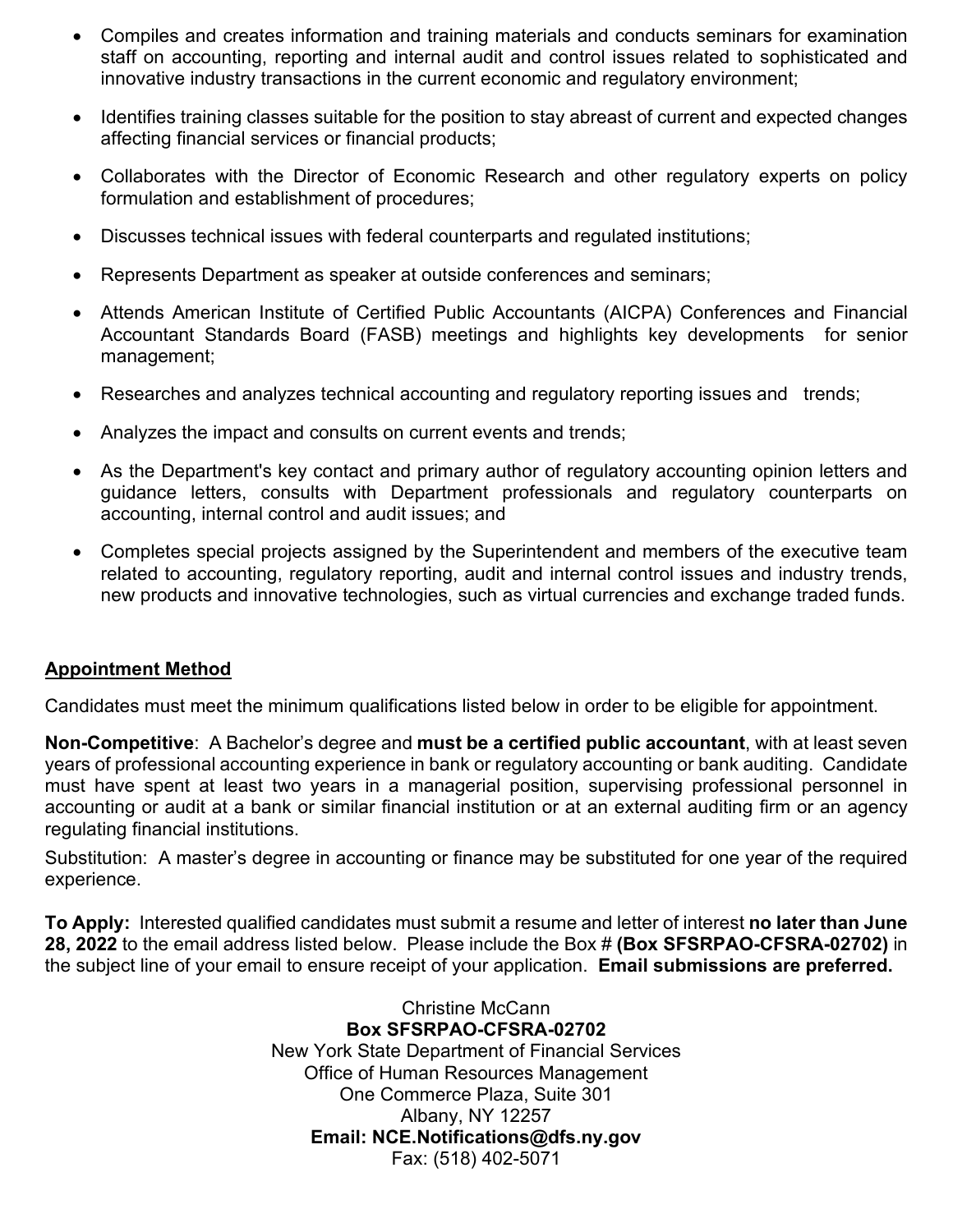- Compiles and creates information and training materials and conducts seminars for examination staff on accounting, reporting and internal audit and control issues related to sophisticated and innovative industry transactions in the current economic and regulatory environment;

- Identifies training classes suitable for the position to stay abreast of current and expected changes affecting financial services or financial products;

- Collaborates with the Director of Economic Research and other regulatory experts on policy formulation and establishment of procedures;

- Discusses technical issues with federal counterparts and regulated institutions;

- Represents Department as speaker at outside conferences and seminars;

- Attends American Institute of Certified Public Accountants (AICPA) Conferences and Financial Accountant Standards Board (FASB) meetings and highlights key developments for senior management;

- Researches and analyzes technical accounting and regulatory reporting issues and trends;

- Analyzes the impact and consults on current events and trends;

- As the Department's key contact and primary author of regulatory accounting opinion letters and guidance letters, consults with Department professionals and regulatory counterparts on accounting, internal control and audit issues; and

- Completes special projects assigned by the Superintendent and members of the executive team related to accounting, regulatory reporting, audit and internal control issues and industry trends, new products and innovative technologies, such as virtual currencies and exchange traded funds.

## Appointment Method

Candidates must meet the minimum qualifications listed below in order to be eligible for appointment.

**Non-Competitive**: A Bachelor's degree and **must be a certified public accountant**, with at least seven years of professional accounting experience in bank or regulatory accounting or bank auditing. Candidate must have spent at least two years in a managerial position, supervising professional personnel in accounting or audit at a bank or similar financial institution or at an external auditing firm or an agency regulating financial institutions.

Substitution: A master's degree in accounting or finance may be substituted for one year of the required experience.

**To Apply:** Interested qualified candidates must submit a resume and letter of interest **no later than June 28, 2022** to the email address listed below. Please include the Box # **(Box SFSRPAO-CFSRA-02702)** in the subject line of your email to ensure receipt of your application. **Email submissions are preferred.**

Christine McCann
**Box SFSRPAO-CFSRA-02702**
New York State Department of Financial Services
Office of Human Resources Management
One Commerce Plaza, Suite 301
Albany, NY 12257
**Email: NCE.Notifications@dfs.ny.gov**
Fax: (518) 402-5071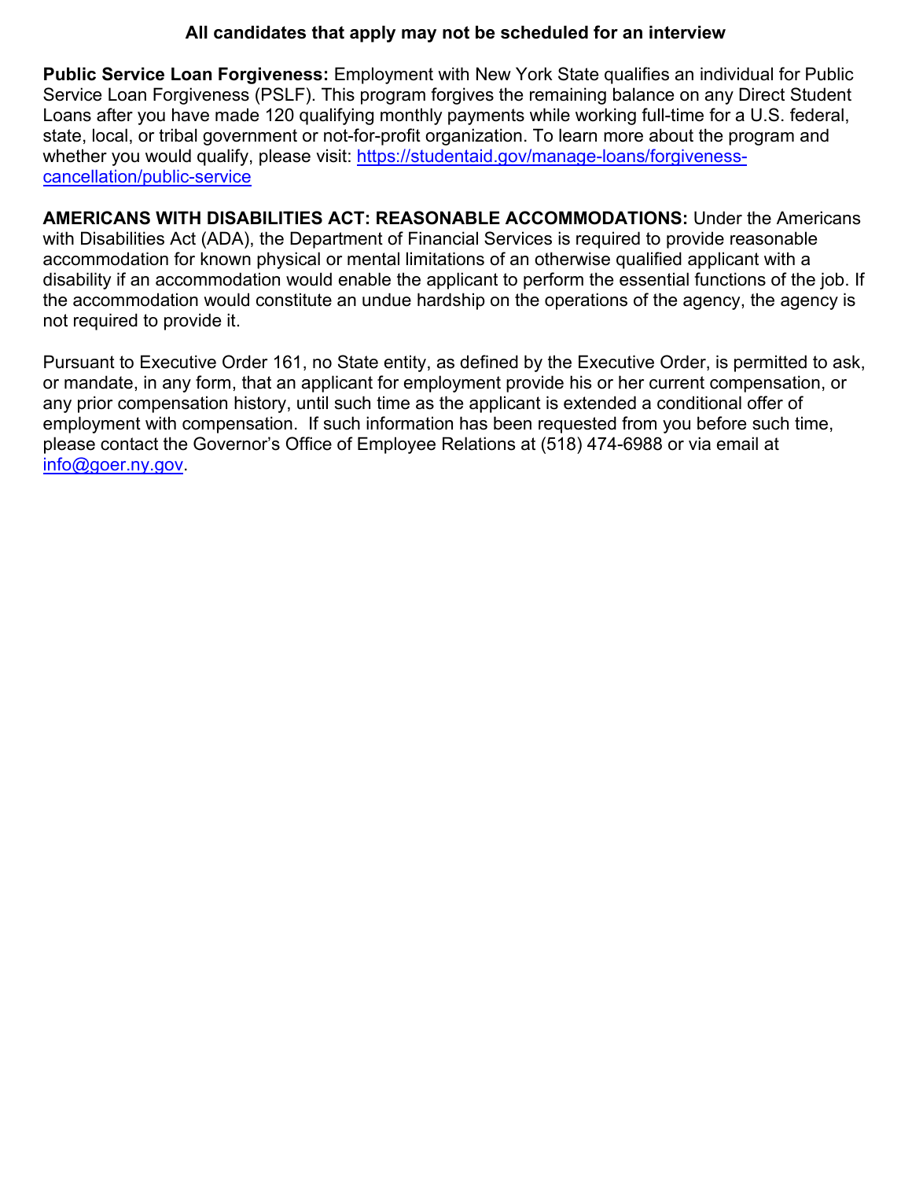**All candidates that apply may not be scheduled for an interview**

**Public Service Loan Forgiveness:** Employment with New York State qualifies an individual for Public Service Loan Forgiveness (PSLF). This program forgives the remaining balance on any Direct Student Loans after you have made 120 qualifying monthly payments while working full-time for a U.S. federal, state, local, or tribal government or not-for-profit organization. To learn more about the program and whether you would qualify, please visit: [https://studentaid.gov/manage-loans/forgiveness-cancellation/public-service](https://studentaid.gov/manage-loans/forgiveness-cancellation/public-service)

**AMERICANS WITH DISABILITIES ACT: REASONABLE ACCOMMODATIONS:** Under the Americans with Disabilities Act (ADA), the Department of Financial Services is required to provide reasonable accommodation for known physical or mental limitations of an otherwise qualified applicant with a disability if an accommodation would enable the applicant to perform the essential functions of the job. If the accommodation would constitute an undue hardship on the operations of the agency, the agency is not required to provide it.

Pursuant to Executive Order 161, no State entity, as defined by the Executive Order, is permitted to ask, or mandate, in any form, that an applicant for employment provide his or her current compensation, or any prior compensation history, until such time as the applicant is extended a conditional offer of employment with compensation. If such information has been requested from you before such time, please contact the Governor's Office of Employee Relations at (518) 474-6988 or via email at [info@goer.ny.gov](mailto:info@goer.ny.gov).